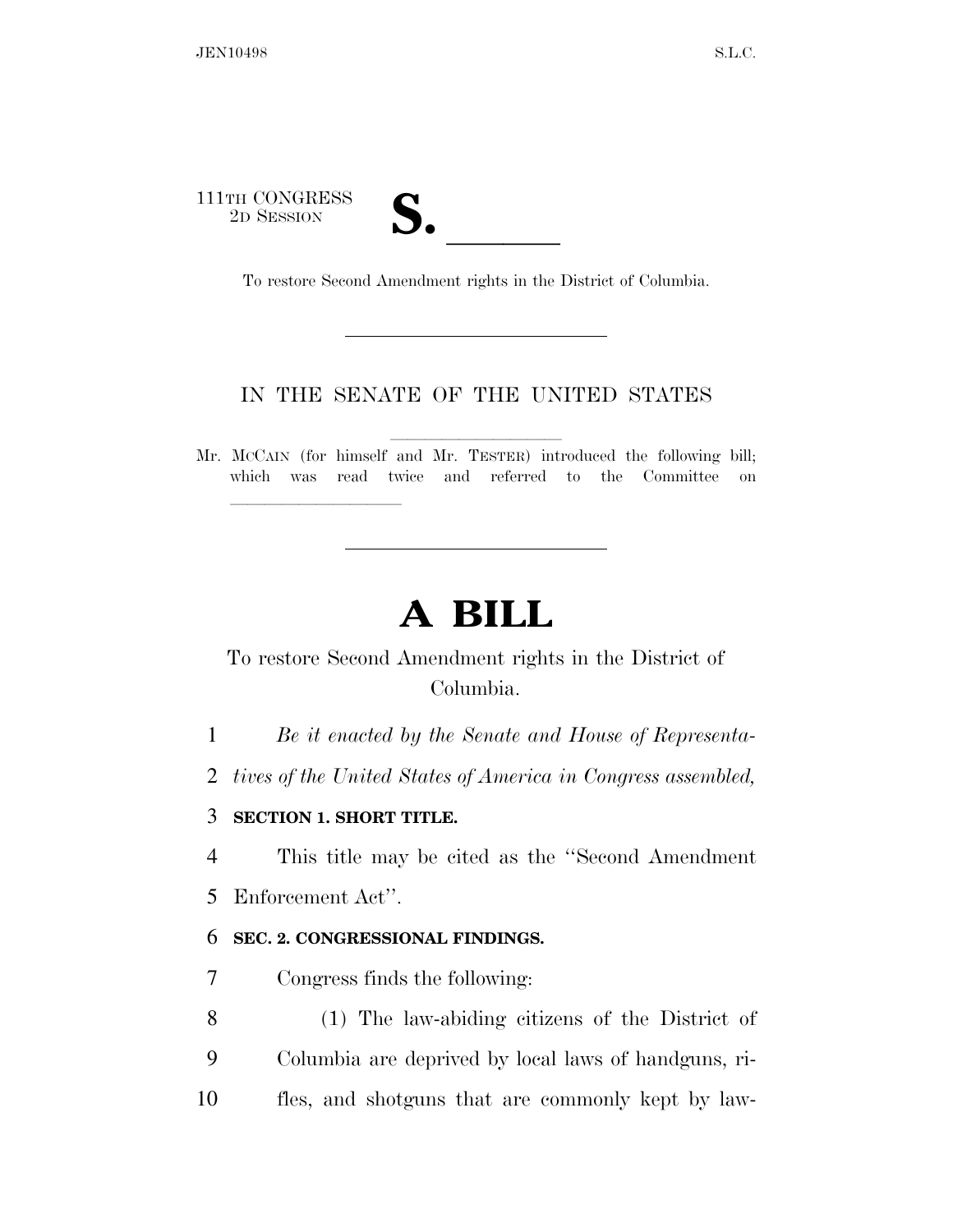111TH CONGRESS
2D SESSION

# S. ______

To restore Second Amendment rights in the District of Columbia.

IN THE SENATE OF THE UNITED STATES

Mr. MCCAIN (for himself and Mr. TESTER) introduced the following bill; which was read twice and referred to the Committee on ______________

# A BILL

To restore Second Amendment rights in the District of Columbia.

1 *Be it enacted by the Senate and House of Representa-*
2 *tives of the United States of America in Congress assembled,*

3 **SECTION 1. SHORT TITLE.**

4 This title may be cited as the ''Second Amendment
5 Enforcement Act''.

6 **SEC. 2. CONGRESSIONAL FINDINGS.**

7 Congress finds the following:

8 (1) The law-abiding citizens of the District of
9 Columbia are deprived by local laws of handguns, ri-
10 fles, and shotguns that are commonly kept by law-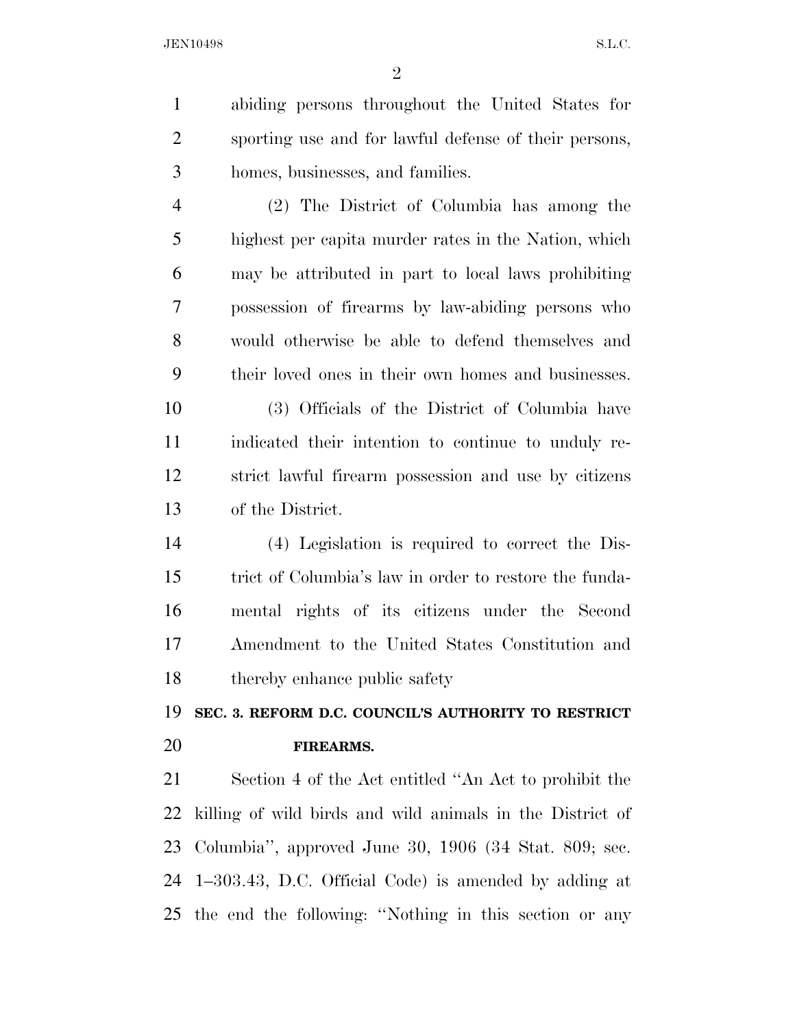abiding persons throughout the United States for sporting use and for lawful defense of their persons, homes, businesses, and families.

(2) The District of Columbia has among the highest per capita murder rates in the Nation, which may be attributed in part to local laws prohibiting possession of firearms by law-abiding persons who would otherwise be able to defend themselves and their loved ones in their own homes and businesses.

(3) Officials of the District of Columbia have indicated their intention to continue to unduly restrict lawful firearm possession and use by citizens of the District.

(4) Legislation is required to correct the District of Columbia's law in order to restore the fundamental rights of its citizens under the Second Amendment to the United States Constitution and thereby enhance public safety

## SEC. 3. REFORM D.C. COUNCIL'S AUTHORITY TO RESTRICT FIREARMS.

Section 4 of the Act entitled ''An Act to prohibit the killing of wild birds and wild animals in the District of Columbia'', approved June 30, 1906 (34 Stat. 809; sec. 1–303.43, D.C. Official Code) is amended by adding at the end the following: ''Nothing in this section or any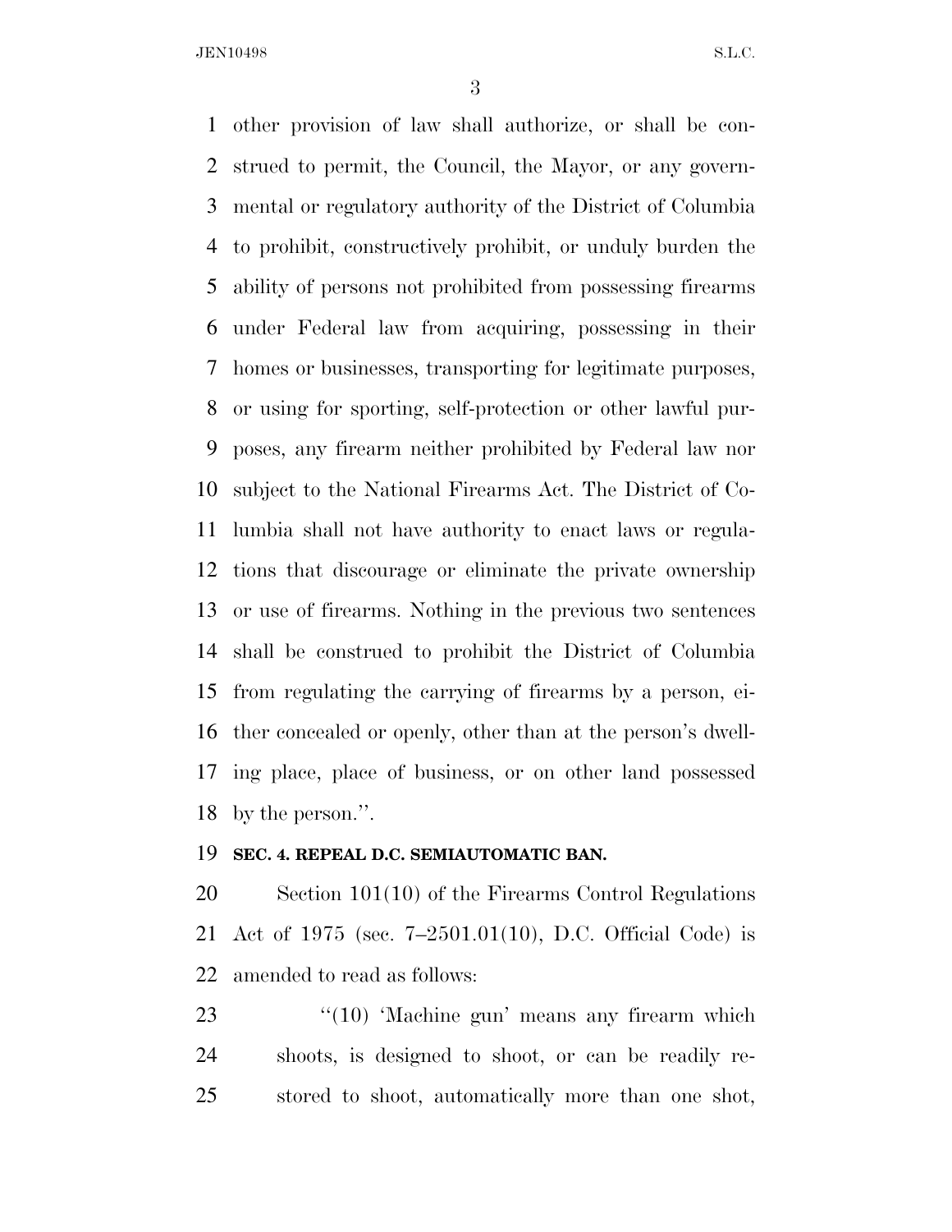other provision of law shall authorize, or shall be construed to permit, the Council, the Mayor, or any governmental or regulatory authority of the District of Columbia to prohibit, constructively prohibit, or unduly burden the ability of persons not prohibited from possessing firearms under Federal law from acquiring, possessing in their homes or businesses, transporting for legitimate purposes, or using for sporting, self-protection or other lawful purposes, any firearm neither prohibited by Federal law nor subject to the National Firearms Act. The District of Columbia shall not have authority to enact laws or regulations that discourage or eliminate the private ownership or use of firearms. Nothing in the previous two sentences shall be construed to prohibit the District of Columbia from regulating the carrying of firearms by a person, either concealed or openly, other than at the person's dwelling place, place of business, or on other land possessed by the person.''.

**SEC. 4. REPEAL D.C. SEMIAUTOMATIC BAN.**

Section 101(10) of the Firearms Control Regulations Act of 1975 (sec. 7–2501.01(10), D.C. Official Code) is amended to read as follows:

> ''(10) 'Machine gun' means any firearm which shoots, is designed to shoot, or can be readily restored to shoot, automatically more than one shot,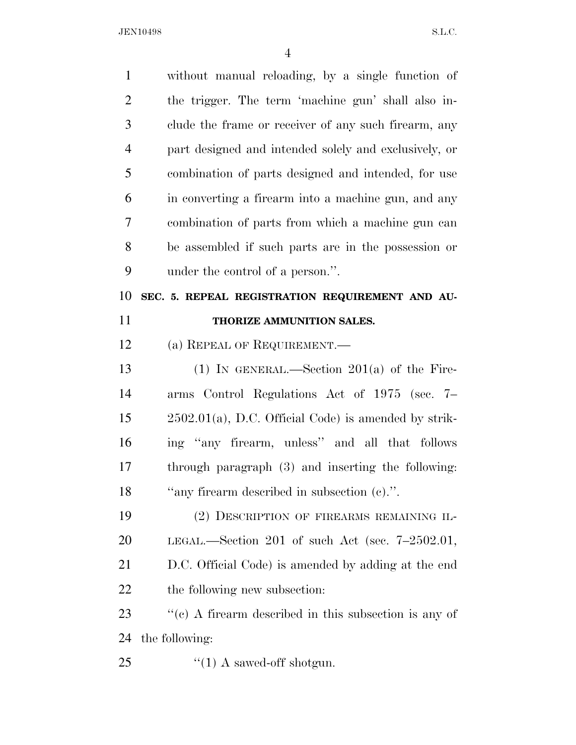without manual reloading, by a single function of the trigger. The term 'machine gun' shall also include the frame or receiver of any such firearm, any part designed and intended solely and exclusively, or combination of parts designed and intended, for use in converting a firearm into a machine gun, and any combination of parts from which a machine gun can be assembled if such parts are in the possession or under the control of a person.''.

**SEC. 5. REPEAL REGISTRATION REQUIREMENT AND AUTHORIZE AMMUNITION SALES.**

(a) REPEAL OF REQUIREMENT.—

(1) IN GENERAL.—Section 201(a) of the Firearms Control Regulations Act of 1975 (sec. 7–2502.01(a), D.C. Official Code) is amended by striking ''any firearm, unless'' and all that follows through paragraph (3) and inserting the following: ''any firearm described in subsection (c).''.

(2) DESCRIPTION OF FIREARMS REMAINING ILLEGAL.—Section 201 of such Act (sec. 7–2502.01, D.C. Official Code) is amended by adding at the end the following new subsection:

''(c) A firearm described in this subsection is any of the following:

''(1) A sawed-off shotgun.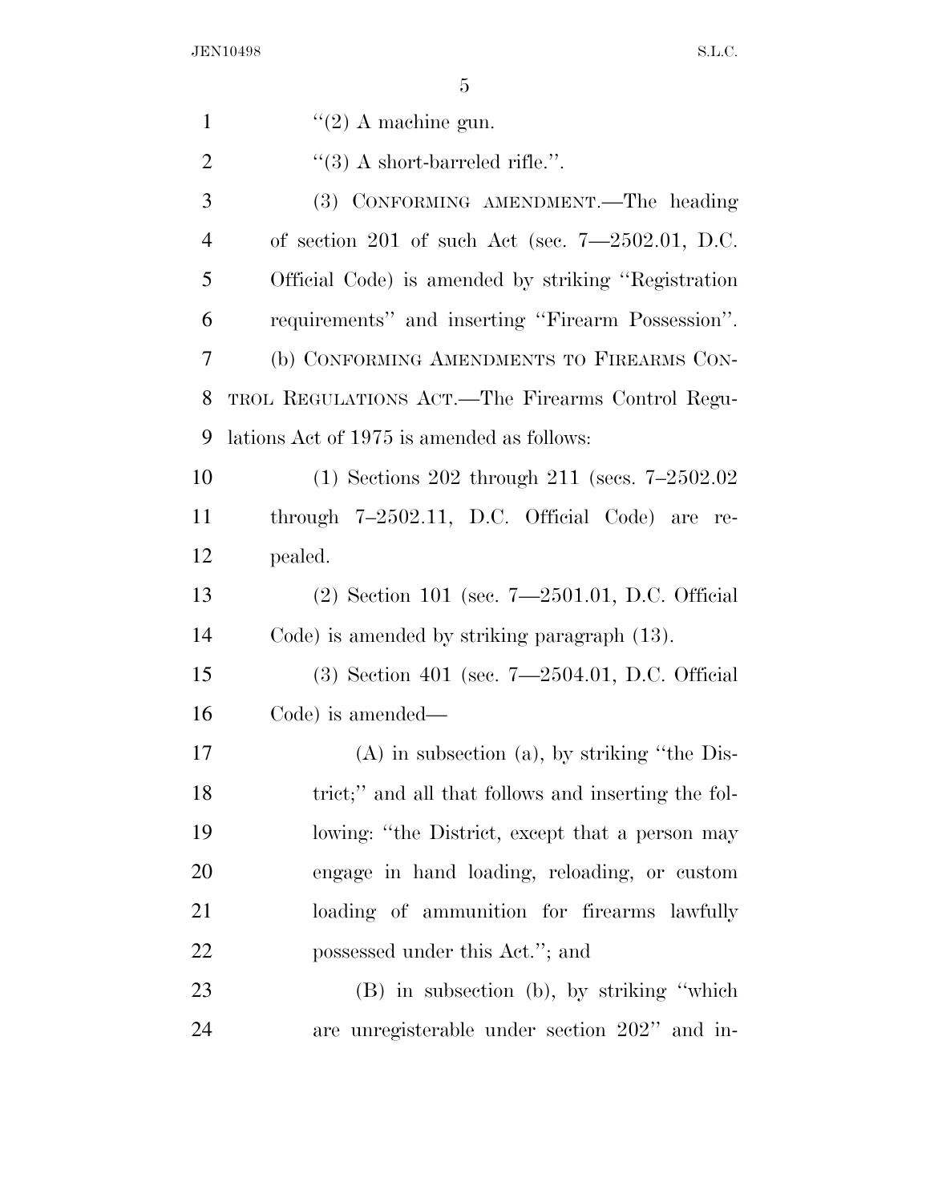"(2) A machine gun.

"(3) A short-barreled rifle.".

(3) CONFORMING AMENDMENT.—The heading of section 201 of such Act (sec. 7—2502.01, D.C. Official Code) is amended by striking "Registration requirements" and inserting "Firearm Possession".

(b) CONFORMING AMENDMENTS TO FIREARMS CONTROL REGULATIONS ACT.—The Firearms Control Regulations Act of 1975 is amended as follows:

(1) Sections 202 through 211 (secs. 7–2502.02 through 7–2502.11, D.C. Official Code) are repealed.

(2) Section 101 (sec. 7—2501.01, D.C. Official Code) is amended by striking paragraph (13).

(3) Section 401 (sec. 7—2504.01, D.C. Official Code) is amended—

(A) in subsection (a), by striking "the District;" and all that follows and inserting the following: "the District, except that a person may engage in hand loading, reloading, or custom loading of ammunition for firearms lawfully possessed under this Act."; and

(B) in subsection (b), by striking "which are unregisterable under section 202" and in-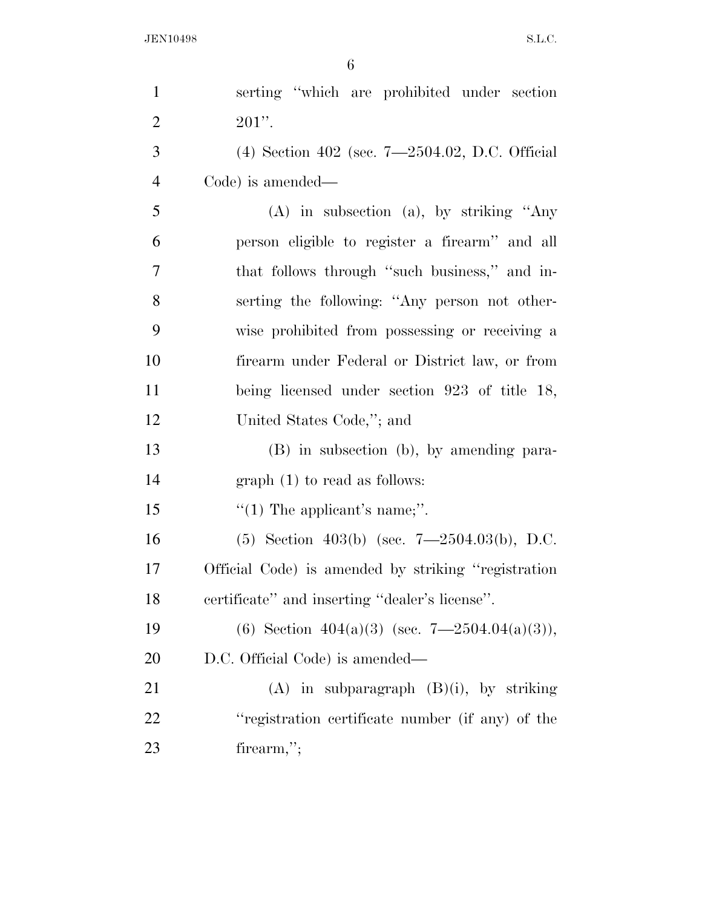serting "which are prohibited under section 201".

(4) Section 402 (sec. 7—2504.02, D.C. Official Code) is amended—

(A) in subsection (a), by striking "Any person eligible to register a firearm" and all that follows through "such business," and inserting the following: "Any person not otherwise prohibited from possessing or receiving a firearm under Federal or District law, or from being licensed under section 923 of title 18, United States Code,"; and

(B) in subsection (b), by amending paragraph (1) to read as follows:

"(1) The applicant's name;".

(5) Section 403(b) (sec. 7—2504.03(b), D.C. Official Code) is amended by striking "registration certificate" and inserting "dealer's license".

(6) Section 404(a)(3) (sec. 7—2504.04(a)(3)), D.C. Official Code) is amended—

(A) in subparagraph (B)(i), by striking "registration certificate number (if any) of the firearm,";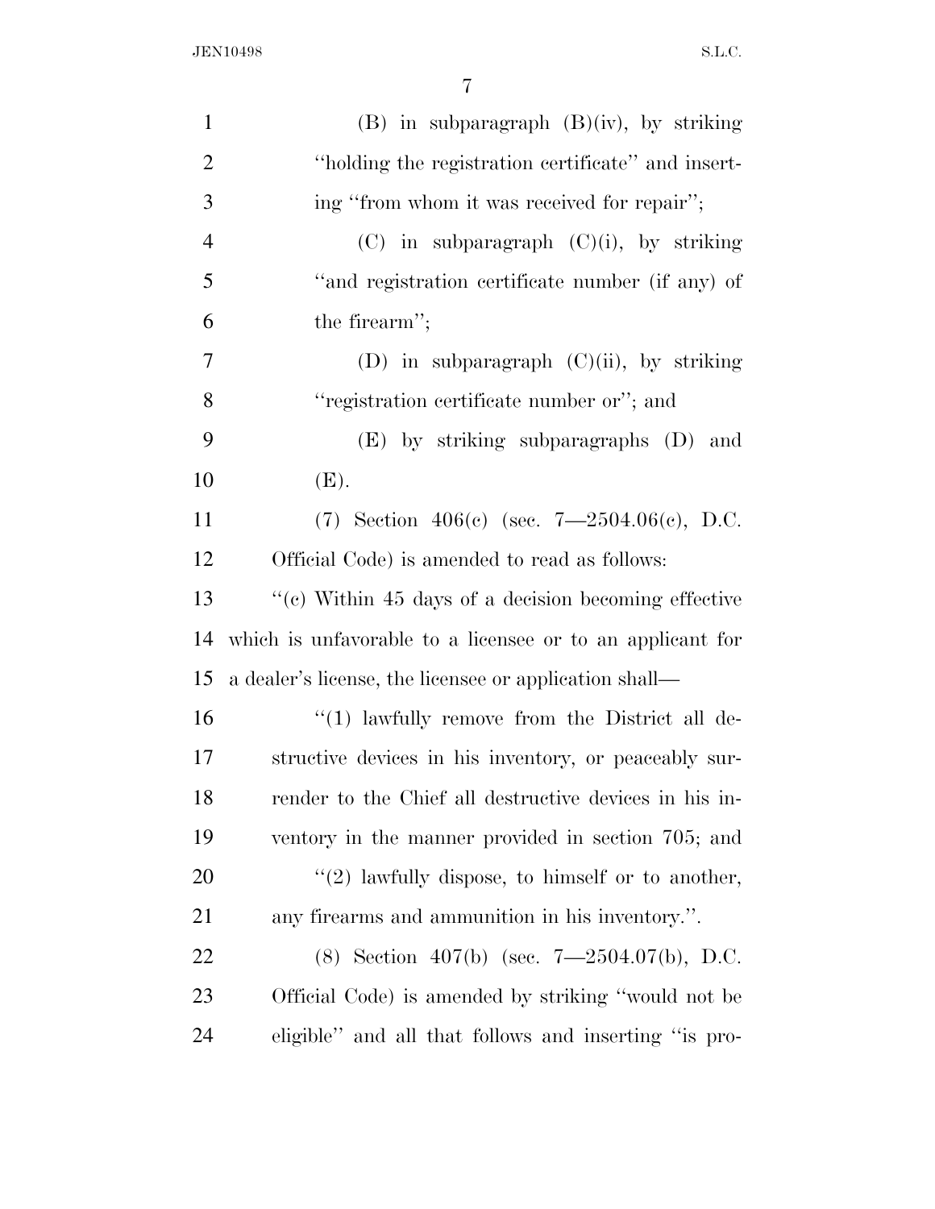(B) in subparagraph (B)(iv), by striking ''holding the registration certificate'' and inserting ''from whom it was received for repair'';

(C) in subparagraph (C)(i), by striking ''and registration certificate number (if any) of the firearm'';

(D) in subparagraph (C)(ii), by striking ''registration certificate number or''; and

(E) by striking subparagraphs (D) and (E).

(7) Section 406(c) (sec. 7—2504.06(c), D.C. Official Code) is amended to read as follows:

''(c) Within 45 days of a decision becoming effective which is unfavorable to a licensee or to an applicant for a dealer's license, the licensee or application shall—

''(1) lawfully remove from the District all destructive devices in his inventory, or peaceably surrender to the Chief all destructive devices in his inventory in the manner provided in section 705; and

''(2) lawfully dispose, to himself or to another, any firearms and ammunition in his inventory.''.

(8) Section 407(b) (sec. 7—2504.07(b), D.C. Official Code) is amended by striking ''would not be eligible'' and all that follows and inserting ''is pro-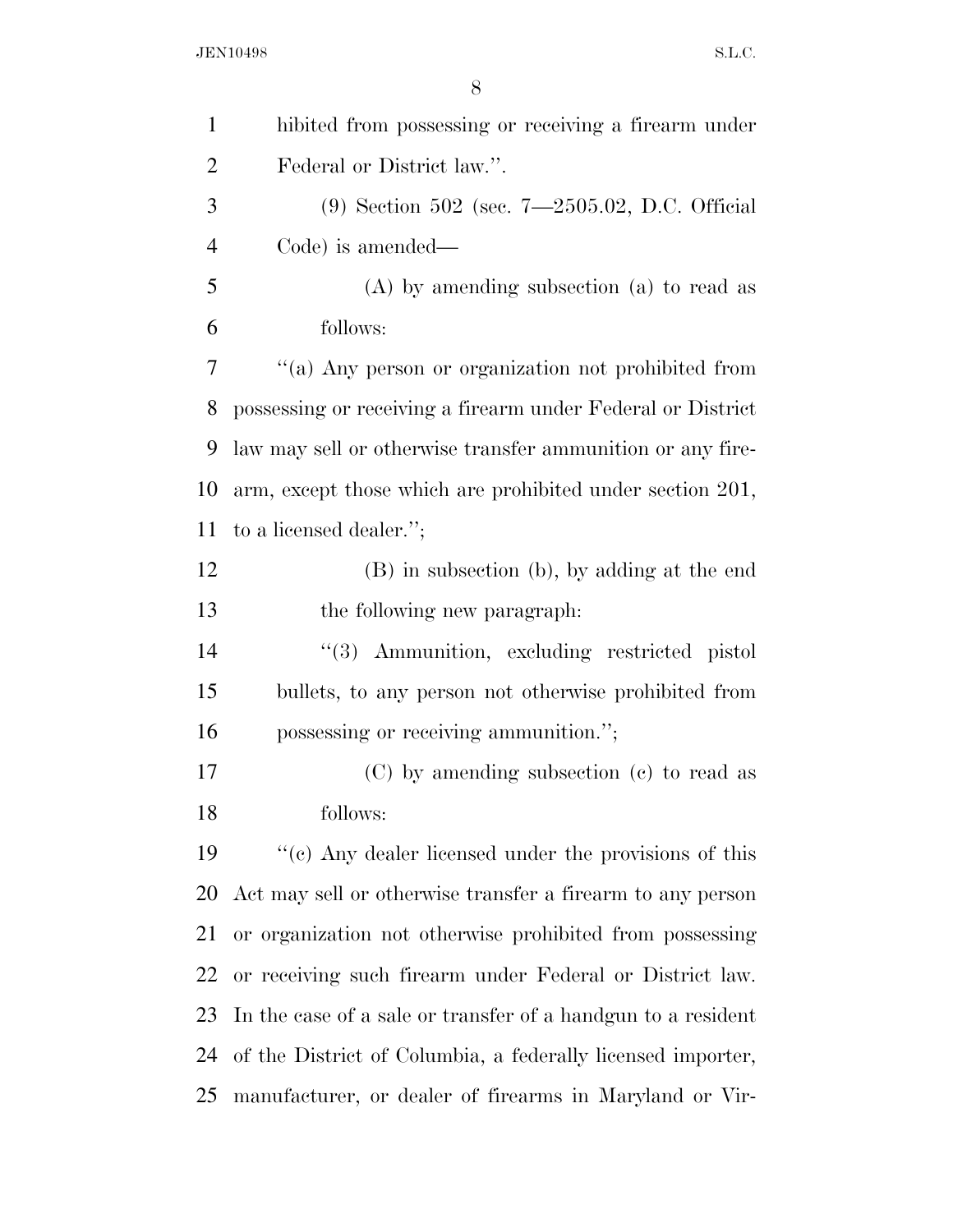hibited from possessing or receiving a firearm under Federal or District law.''.

(9) Section 502 (sec. 7—2505.02, D.C. Official Code) is amended—

(A) by amending subsection (a) to read as follows:

''(a) Any person or organization not prohibited from possessing or receiving a firearm under Federal or District law may sell or otherwise transfer ammunition or any firearm, except those which are prohibited under section 201, to a licensed dealer.'';

(B) in subsection (b), by adding at the end the following new paragraph:

''(3) Ammunition, excluding restricted pistol bullets, to any person not otherwise prohibited from possessing or receiving ammunition.'';

(C) by amending subsection (c) to read as follows:

''(c) Any dealer licensed under the provisions of this Act may sell or otherwise transfer a firearm to any person or organization not otherwise prohibited from possessing or receiving such firearm under Federal or District law. In the case of a sale or transfer of a handgun to a resident of the District of Columbia, a federally licensed importer, manufacturer, or dealer of firearms in Maryland or Vir-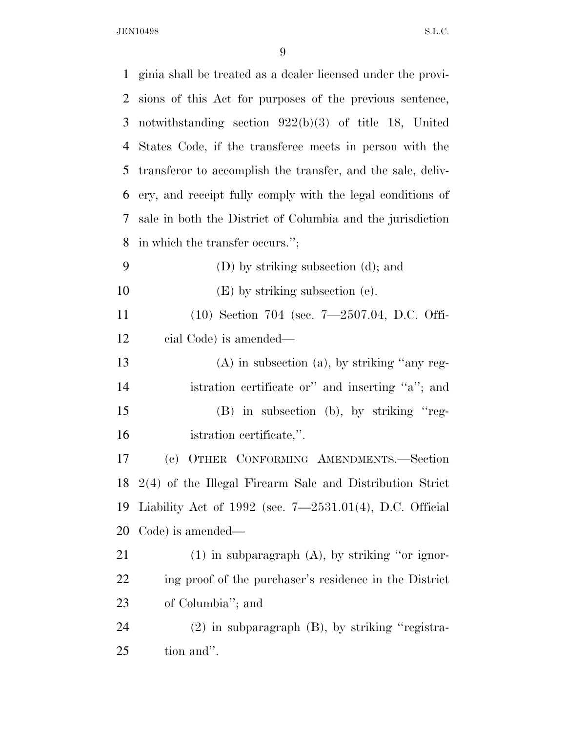ginia shall be treated as a dealer licensed under the provisions of this Act for purposes of the previous sentence, notwithstanding section 922(b)(3) of title 18, United States Code, if the transferee meets in person with the transferor to accomplish the transfer, and the sale, delivery, and receipt fully comply with the legal conditions of sale in both the District of Columbia and the jurisdiction in which the transfer occurs.'';

(D) by striking subsection (d); and

(E) by striking subsection (e).

(10) Section 704 (sec. 7—2507.04, D.C. Official Code) is amended—

(A) in subsection (a), by striking ''any registration certificate or'' and inserting ''a''; and

(B) in subsection (b), by striking ''registration certificate,''.

(c) OTHER CONFORMING AMENDMENTS.—Section 2(4) of the Illegal Firearm Sale and Distribution Strict Liability Act of 1992 (sec. 7—2531.01(4), D.C. Official Code) is amended—

(1) in subparagraph (A), by striking ''or ignoring proof of the purchaser's residence in the District of Columbia''; and

(2) in subparagraph (B), by striking ''registration and''.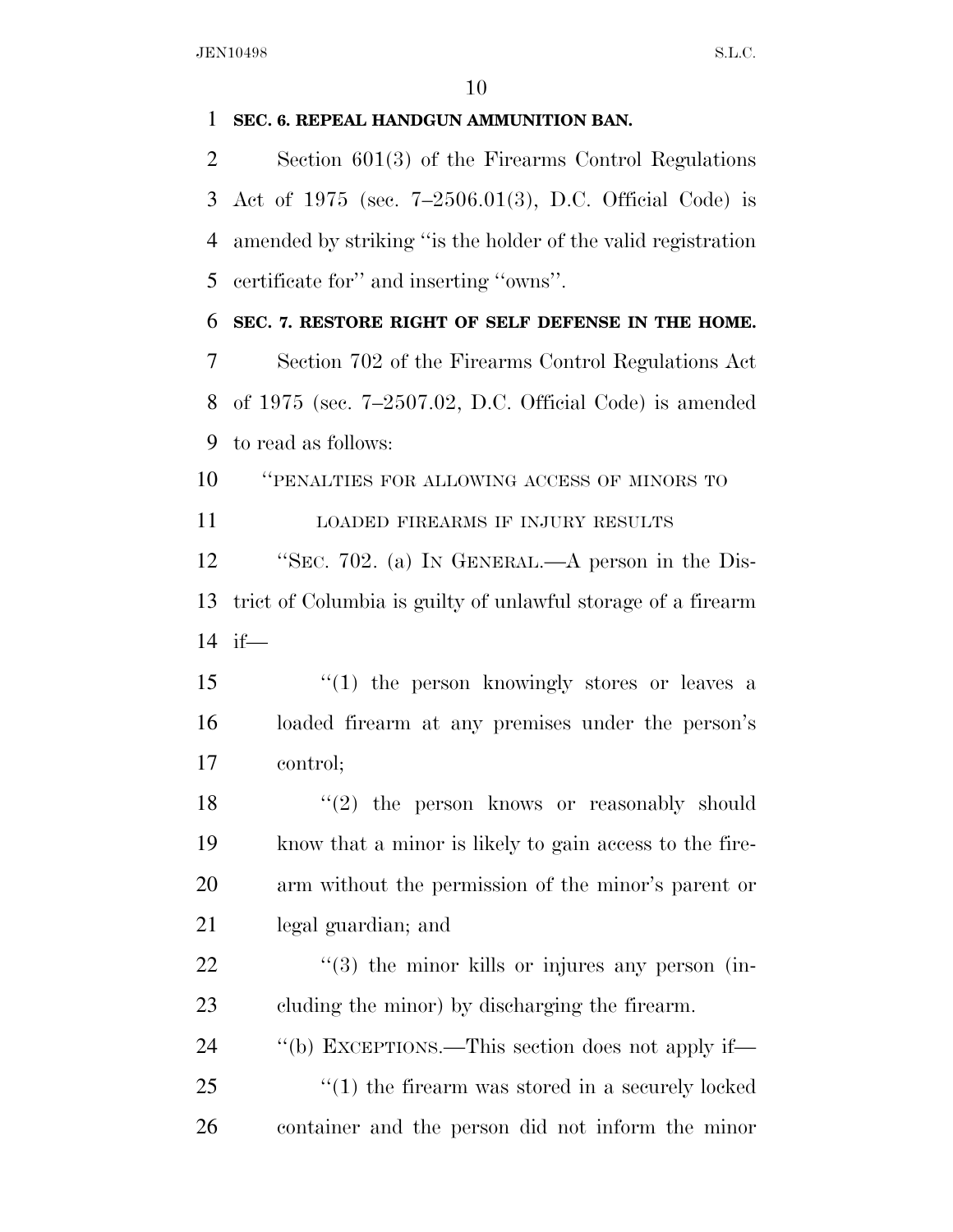**SEC. 6. REPEAL HANDGUN AMMUNITION BAN.**

Section 601(3) of the Firearms Control Regulations Act of 1975 (sec. 7–2506.01(3), D.C. Official Code) is amended by striking ''is the holder of the valid registration certificate for'' and inserting ''owns''.

**SEC. 7. RESTORE RIGHT OF SELF DEFENSE IN THE HOME.**

Section 702 of the Firearms Control Regulations Act of 1975 (sec. 7–2507.02, D.C. Official Code) is amended to read as follows:

''PENALTIES FOR ALLOWING ACCESS OF MINORS TO LOADED FIREARMS IF INJURY RESULTS

''SEC. 702. (a) IN GENERAL.—A person in the District of Columbia is guilty of unlawful storage of a firearm if—

''(1) the person knowingly stores or leaves a loaded firearm at any premises under the person's control;

''(2) the person knows or reasonably should know that a minor is likely to gain access to the firearm without the permission of the minor's parent or legal guardian; and

''(3) the minor kills or injures any person (including the minor) by discharging the firearm.

''(b) EXCEPTIONS.—This section does not apply if—

''(1) the firearm was stored in a securely locked container and the person did not inform the minor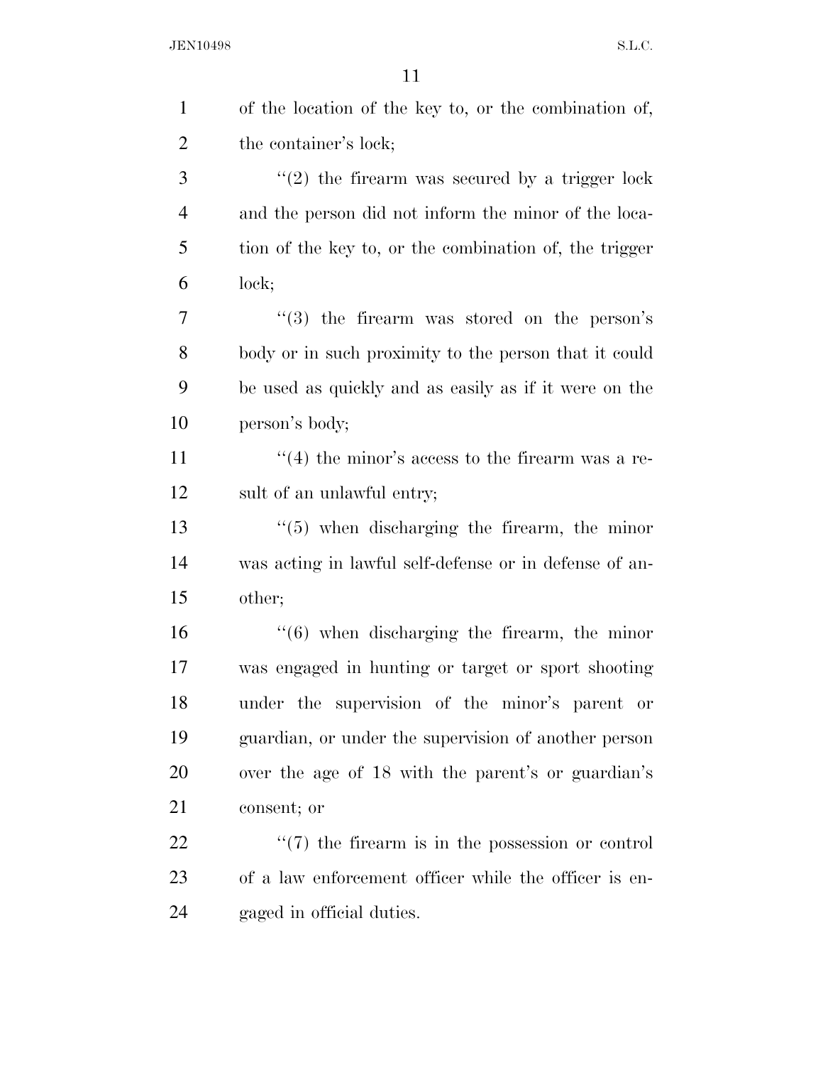of the location of the key to, or the combination of, the container's lock;

''(2) the firearm was secured by a trigger lock and the person did not inform the minor of the location of the key to, or the combination of, the trigger lock;

''(3) the firearm was stored on the person's body or in such proximity to the person that it could be used as quickly and as easily as if it were on the person's body;

''(4) the minor's access to the firearm was a result of an unlawful entry;

''(5) when discharging the firearm, the minor was acting in lawful self-defense or in defense of another;

''(6) when discharging the firearm, the minor was engaged in hunting or target or sport shooting under the supervision of the minor's parent or guardian, or under the supervision of another person over the age of 18 with the parent's or guardian's consent; or

''(7) the firearm is in the possession or control of a law enforcement officer while the officer is engaged in official duties.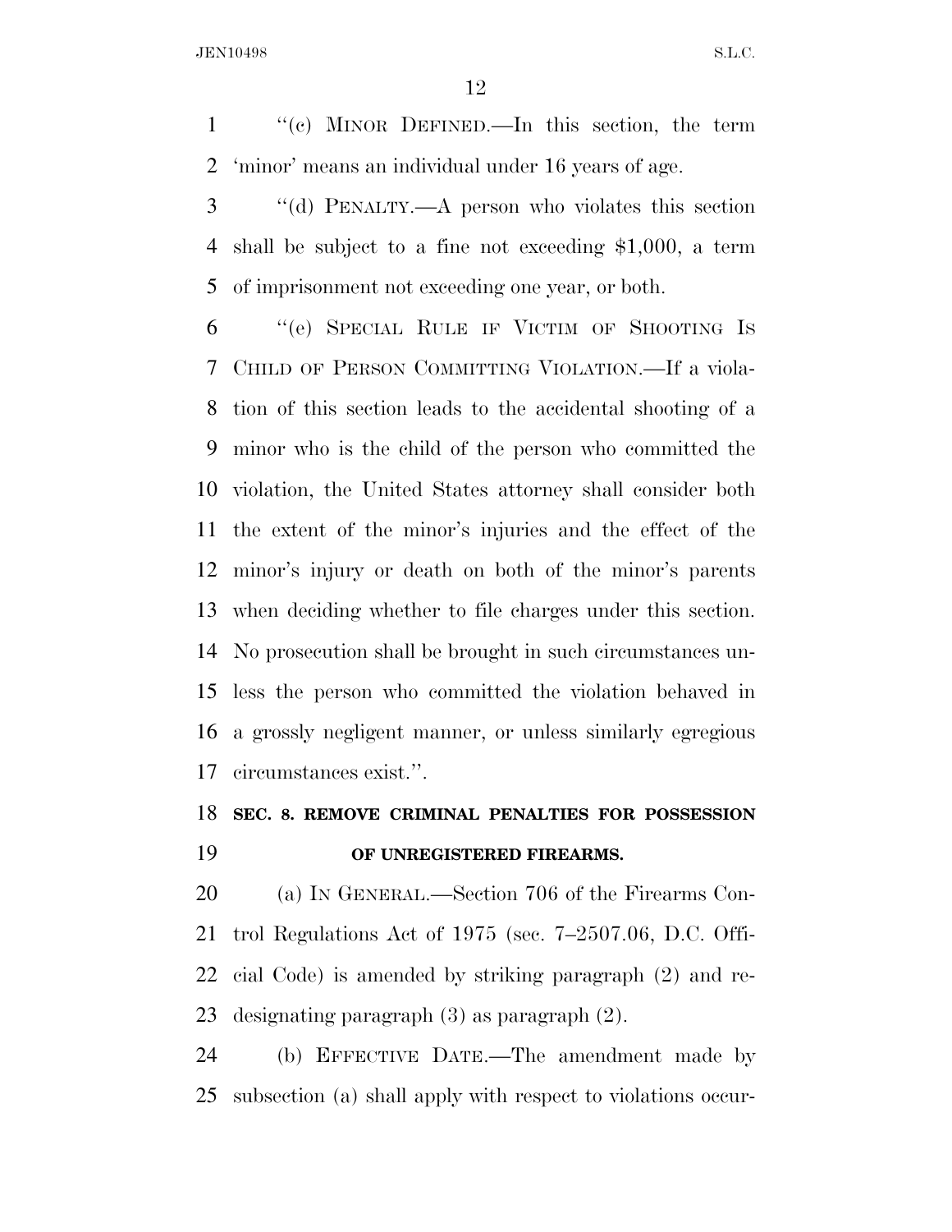"(c) MINOR DEFINED.—In this section, the term 'minor' means an individual under 16 years of age.

"(d) PENALTY.—A person who violates this section shall be subject to a fine not exceeding $1,000, a term of imprisonment not exceeding one year, or both.

"(e) SPECIAL RULE IF VICTIM OF SHOOTING IS CHILD OF PERSON COMMITTING VIOLATION.—If a violation of this section leads to the accidental shooting of a minor who is the child of the person who committed the violation, the United States attorney shall consider both the extent of the minor's injuries and the effect of the minor's injury or death on both of the minor's parents when deciding whether to file charges under this section. No prosecution shall be brought in such circumstances unless the person who committed the violation behaved in a grossly negligent manner, or unless similarly egregious circumstances exist.".

## SEC. 8. REMOVE CRIMINAL PENALTIES FOR POSSESSION OF UNREGISTERED FIREARMS.

(a) IN GENERAL.—Section 706 of the Firearms Control Regulations Act of 1975 (sec. 7–2507.06, D.C. Official Code) is amended by striking paragraph (2) and redesignating paragraph (3) as paragraph (2).

(b) EFFECTIVE DATE.—The amendment made by subsection (a) shall apply with respect to violations occur-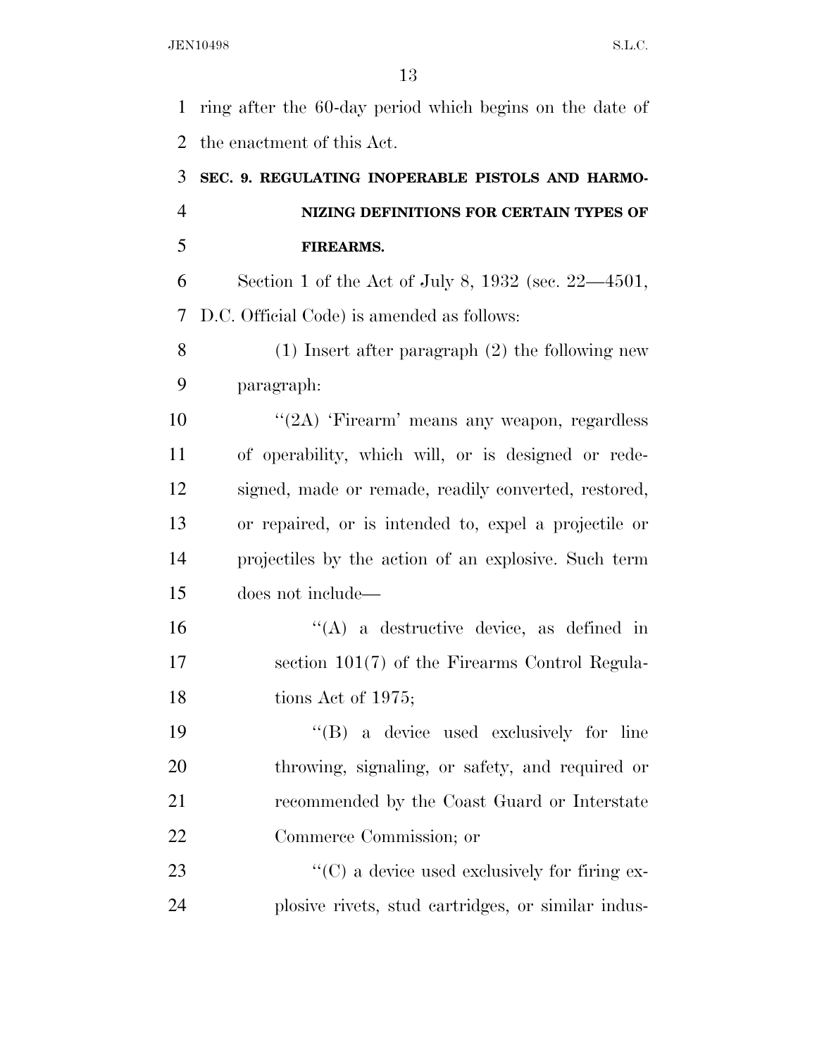ring after the 60-day period which begins on the date of the enactment of this Act.

**SEC. 9. REGULATING INOPERABLE PISTOLS AND HARMONIZING DEFINITIONS FOR CERTAIN TYPES OF FIREARMS.**

Section 1 of the Act of July 8, 1932 (sec. 22—4501, D.C. Official Code) is amended as follows:

(1) Insert after paragraph (2) the following new paragraph:

"(2A) 'Firearm' means any weapon, regardless of operability, which will, or is designed or redesigned, made or remade, readily converted, restored, or repaired, or is intended to, expel a projectile or projectiles by the action of an explosive. Such term does not include—

"(A) a destructive device, as defined in section 101(7) of the Firearms Control Regulations Act of 1975;

"(B) a device used exclusively for line throwing, signaling, or safety, and required or recommended by the Coast Guard or Interstate Commerce Commission; or

"(C) a device used exclusively for firing explosive rivets, stud cartridges, or similar indus-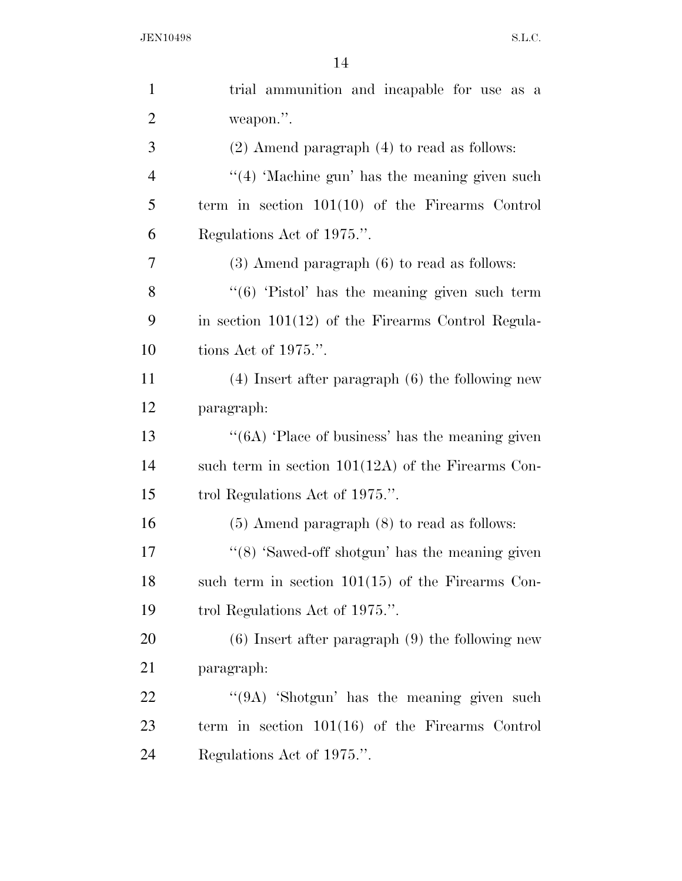trial ammunition and incapable for use as a weapon.''.

(2) Amend paragraph (4) to read as follows:

''(4) 'Machine gun' has the meaning given such term in section 101(10) of the Firearms Control Regulations Act of 1975.''.

(3) Amend paragraph (6) to read as follows:

''(6) 'Pistol' has the meaning given such term in section 101(12) of the Firearms Control Regulations Act of 1975.''.

(4) Insert after paragraph (6) the following new paragraph:

''(6A) 'Place of business' has the meaning given such term in section 101(12A) of the Firearms Control Regulations Act of 1975.''.

(5) Amend paragraph (8) to read as follows:

''(8) 'Sawed-off shotgun' has the meaning given such term in section 101(15) of the Firearms Control Regulations Act of 1975.''.

(6) Insert after paragraph (9) the following new paragraph:

''(9A) 'Shotgun' has the meaning given such term in section 101(16) of the Firearms Control Regulations Act of 1975.''.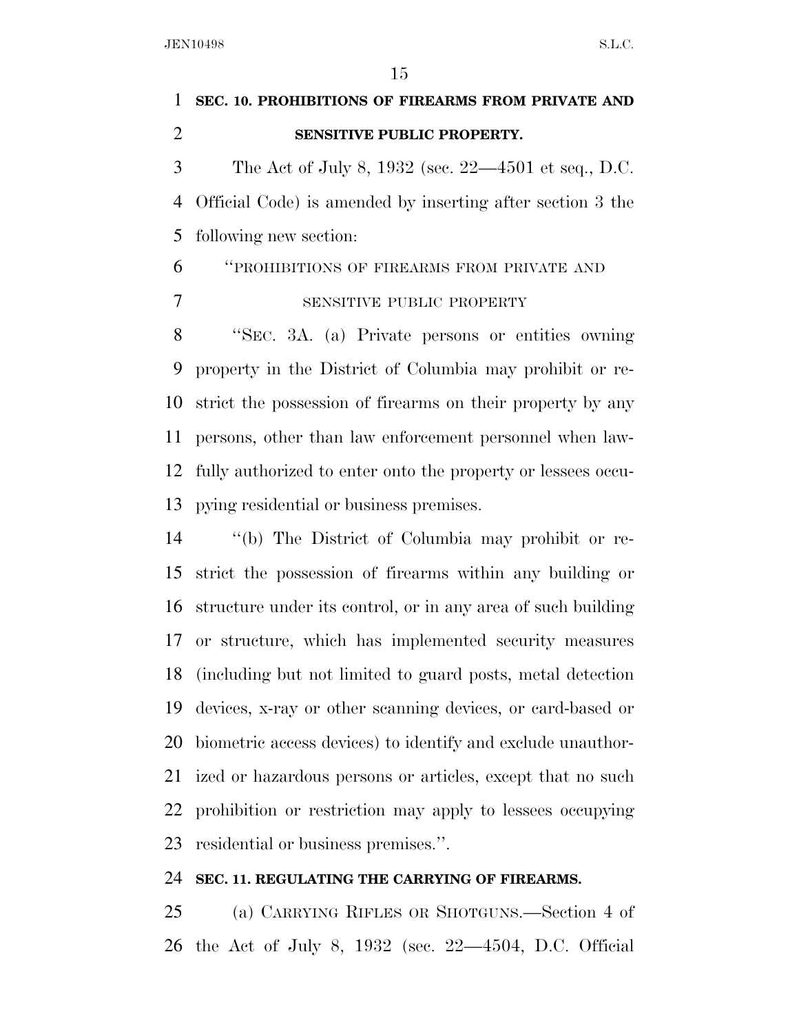**SEC. 10. PROHIBITIONS OF FIREARMS FROM PRIVATE AND SENSITIVE PUBLIC PROPERTY.**

The Act of July 8, 1932 (sec. 22—4501 et seq., D.C. Official Code) is amended by inserting after section 3 the following new section:

"PROHIBITIONS OF FIREARMS FROM PRIVATE AND SENSITIVE PUBLIC PROPERTY

"SEC. 3A. (a) Private persons or entities owning property in the District of Columbia may prohibit or restrict the possession of firearms on their property by any persons, other than law enforcement personnel when lawfully authorized to enter onto the property or lessees occupying residential or business premises.

"(b) The District of Columbia may prohibit or restrict the possession of firearms within any building or structure under its control, or in any area of such building or structure, which has implemented security measures (including but not limited to guard posts, metal detection devices, x-ray or other scanning devices, or card-based or biometric access devices) to identify and exclude unauthorized or hazardous persons or articles, except that no such prohibition or restriction may apply to lessees occupying residential or business premises.".

**SEC. 11. REGULATING THE CARRYING OF FIREARMS.**

(a) CARRYING RIFLES OR SHOTGUNS.—Section 4 of the Act of July 8, 1932 (sec. 22—4504, D.C. Official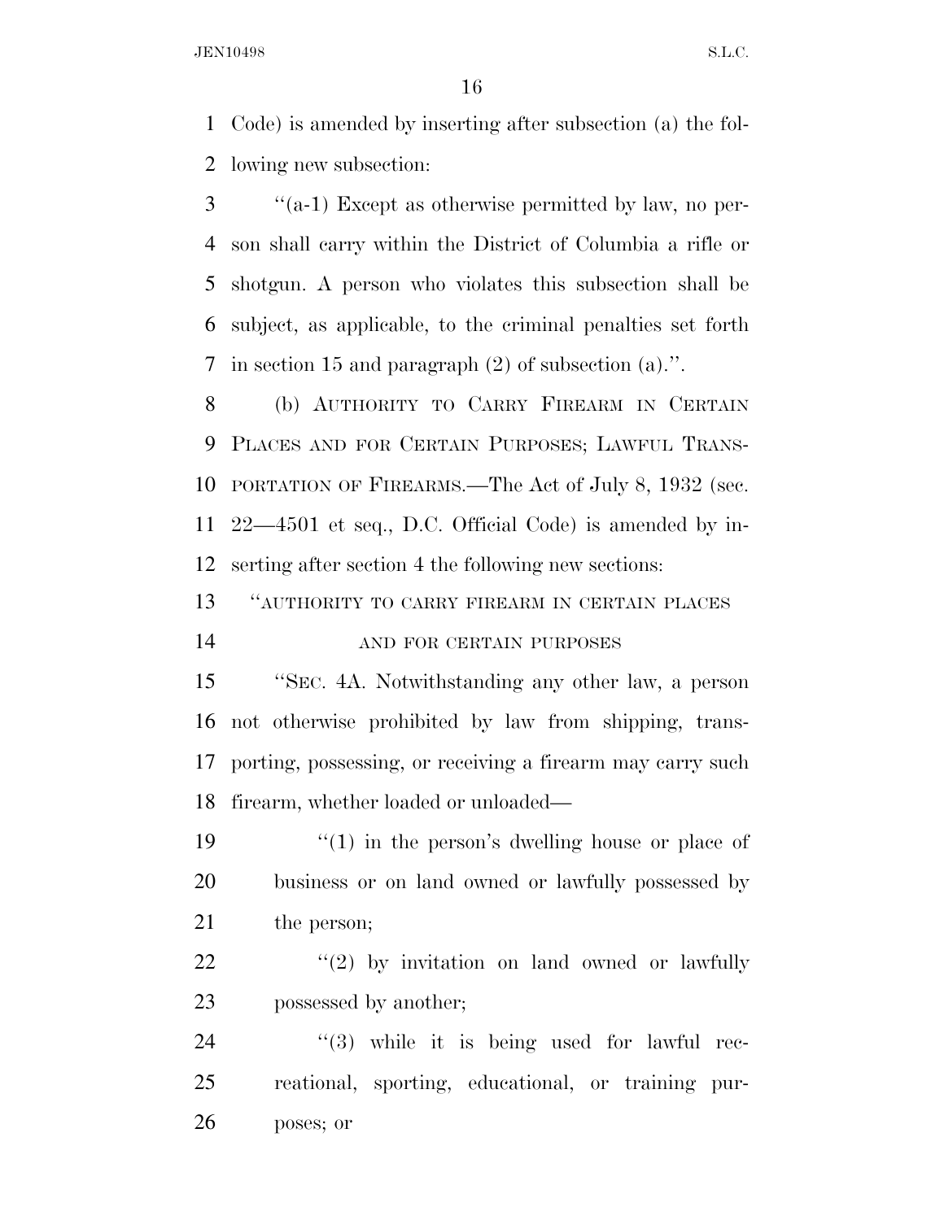Code) is amended by inserting after subsection (a) the following new subsection:

"(a-1) Except as otherwise permitted by law, no person shall carry within the District of Columbia a rifle or shotgun. A person who violates this subsection shall be subject, as applicable, to the criminal penalties set forth in section 15 and paragraph (2) of subsection (a).".

(b) AUTHORITY TO CARRY FIREARM IN CERTAIN PLACES AND FOR CERTAIN PURPOSES; LAWFUL TRANSPORTATION OF FIREARMS.—The Act of July 8, 1932 (sec. 22—4501 et seq., D.C. Official Code) is amended by inserting after section 4 the following new sections:

"AUTHORITY TO CARRY FIREARM IN CERTAIN PLACES AND FOR CERTAIN PURPOSES

"SEC. 4A. Notwithstanding any other law, a person not otherwise prohibited by law from shipping, transporting, possessing, or receiving a firearm may carry such firearm, whether loaded or unloaded—

"(1) in the person's dwelling house or place of business or on land owned or lawfully possessed by the person;

"(2) by invitation on land owned or lawfully possessed by another;

"(3) while it is being used for lawful recreational, sporting, educational, or training purposes; or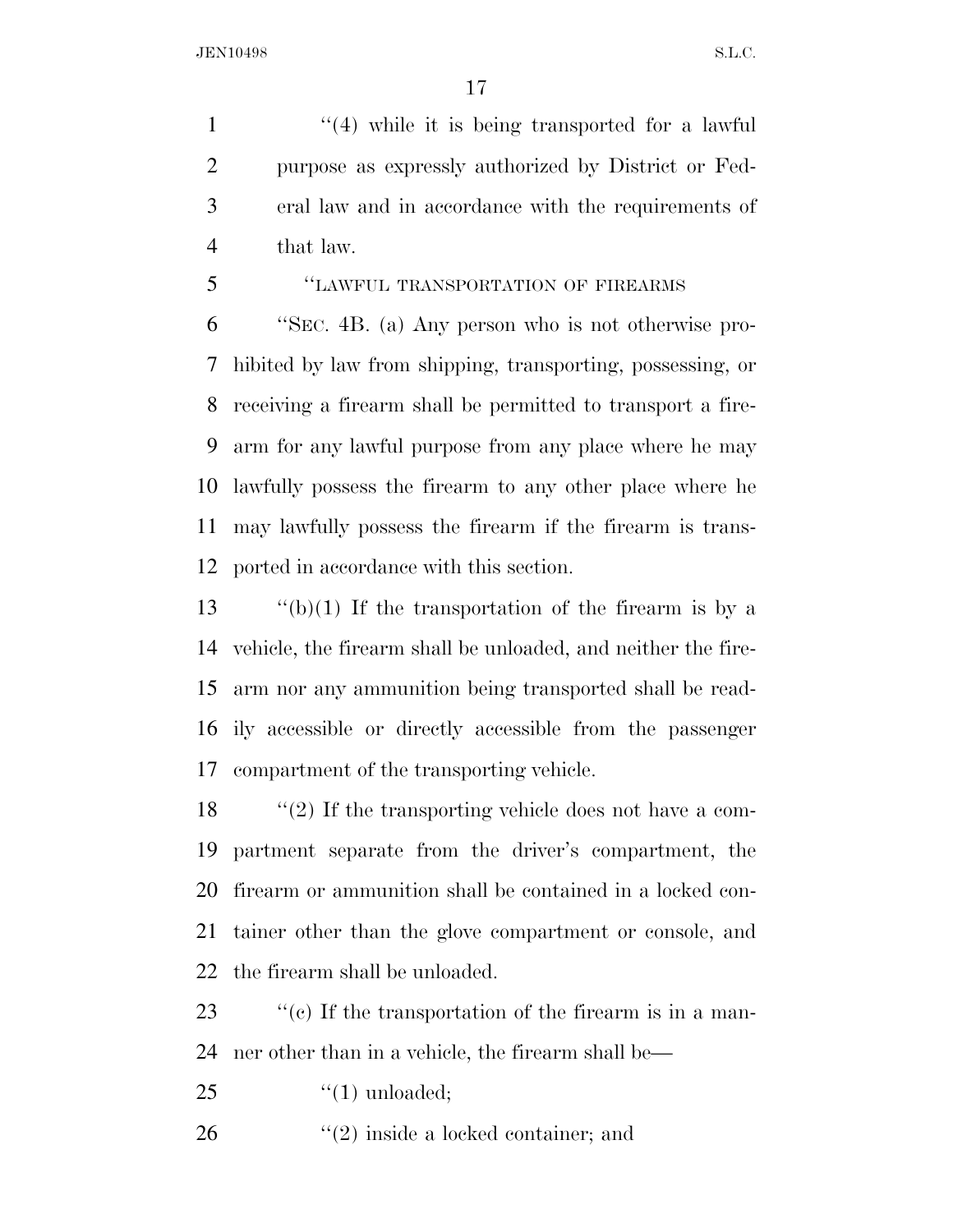''(4) while it is being transported for a lawful purpose as expressly authorized by District or Federal law and in accordance with the requirements of that law.

''LAWFUL TRANSPORTATION OF FIREARMS

''SEC. 4B. (a) Any person who is not otherwise prohibited by law from shipping, transporting, possessing, or receiving a firearm shall be permitted to transport a firearm for any lawful purpose from any place where he may lawfully possess the firearm to any other place where he may lawfully possess the firearm if the firearm is transported in accordance with this section.

''(b)(1) If the transportation of the firearm is by a vehicle, the firearm shall be unloaded, and neither the firearm nor any ammunition being transported shall be readily accessible or directly accessible from the passenger compartment of the transporting vehicle.

''(2) If the transporting vehicle does not have a compartment separate from the driver's compartment, the firearm or ammunition shall be contained in a locked container other than the glove compartment or console, and the firearm shall be unloaded.

''(c) If the transportation of the firearm is in a manner other than in a vehicle, the firearm shall be—

''(1) unloaded;

''(2) inside a locked container; and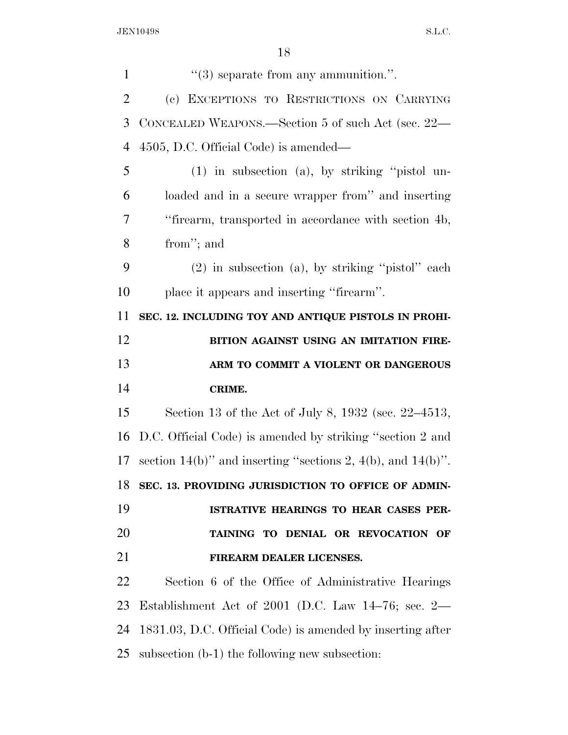"(3) separate from any ammunition.".

(c) EXCEPTIONS TO RESTRICTIONS ON CARRYING CONCEALED WEAPONS.—Section 5 of such Act (sec. 22—4505, D.C. Official Code) is amended—

(1) in subsection (a), by striking "pistol unloaded and in a secure wrapper from" and inserting "firearm, transported in accordance with section 4b, from"; and

(2) in subsection (a), by striking "pistol" each place it appears and inserting "firearm".

**SEC. 12. INCLUDING TOY AND ANTIQUE PISTOLS IN PROHIBITION AGAINST USING AN IMITATION FIREARM TO COMMIT A VIOLENT OR DANGEROUS CRIME.**

Section 13 of the Act of July 8, 1932 (sec. 22–4513, D.C. Official Code) is amended by striking "section 2 and section 14(b)" and inserting "sections 2, 4(b), and 14(b)".

**SEC. 13. PROVIDING JURISDICTION TO OFFICE OF ADMINISTRATIVE HEARINGS TO HEAR CASES PERTAINING TO DENIAL OR REVOCATION OF FIREARM DEALER LICENSES.**

Section 6 of the Office of Administrative Hearings Establishment Act of 2001 (D.C. Law 14–76; sec. 2—1831.03, D.C. Official Code) is amended by inserting after subsection (b-1) the following new subsection: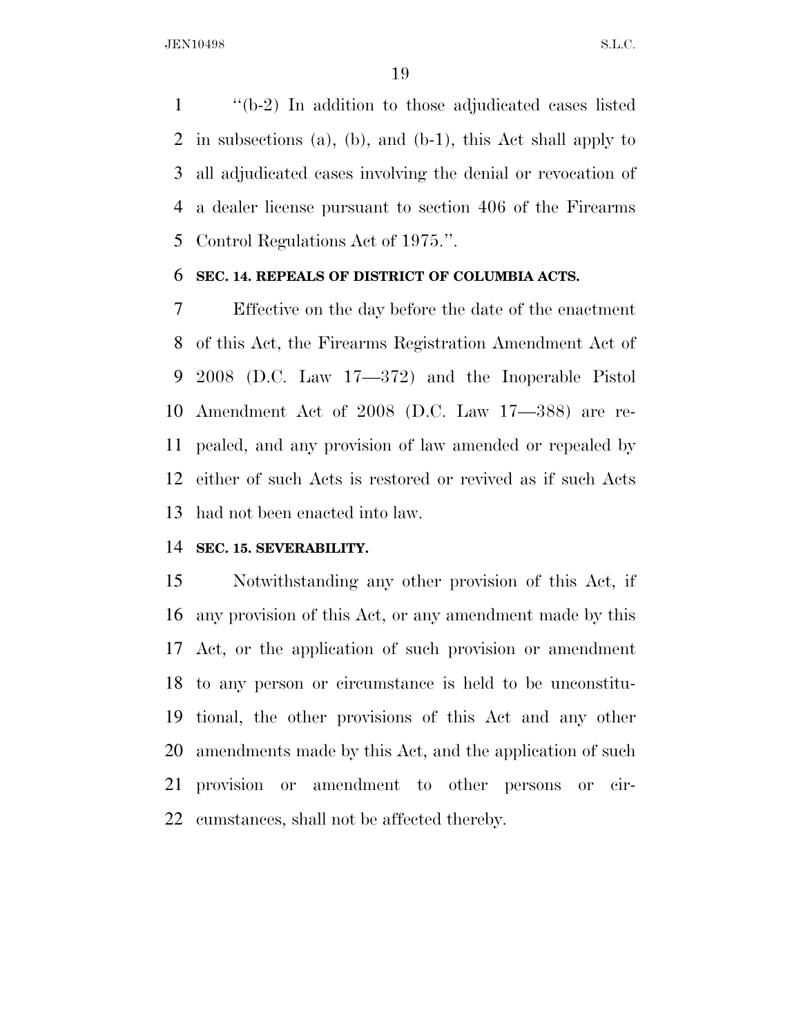''(b-2) In addition to those adjudicated cases listed in subsections (a), (b), and (b-1), this Act shall apply to all adjudicated cases involving the denial or revocation of a dealer license pursuant to section 406 of the Firearms Control Regulations Act of 1975.''.

**SEC. 14. REPEALS OF DISTRICT OF COLUMBIA ACTS.**

Effective on the day before the date of the enactment of this Act, the Firearms Registration Amendment Act of 2008 (D.C. Law 17—372) and the Inoperable Pistol Amendment Act of 2008 (D.C. Law 17—388) are repealed, and any provision of law amended or repealed by either of such Acts is restored or revived as if such Acts had not been enacted into law.

**SEC. 15. SEVERABILITY.**

Notwithstanding any other provision of this Act, if any provision of this Act, or any amendment made by this Act, or the application of such provision or amendment to any person or circumstance is held to be unconstitutional, the other provisions of this Act and any other amendments made by this Act, and the application of such provision or amendment to other persons or circumstances, shall not be affected thereby.